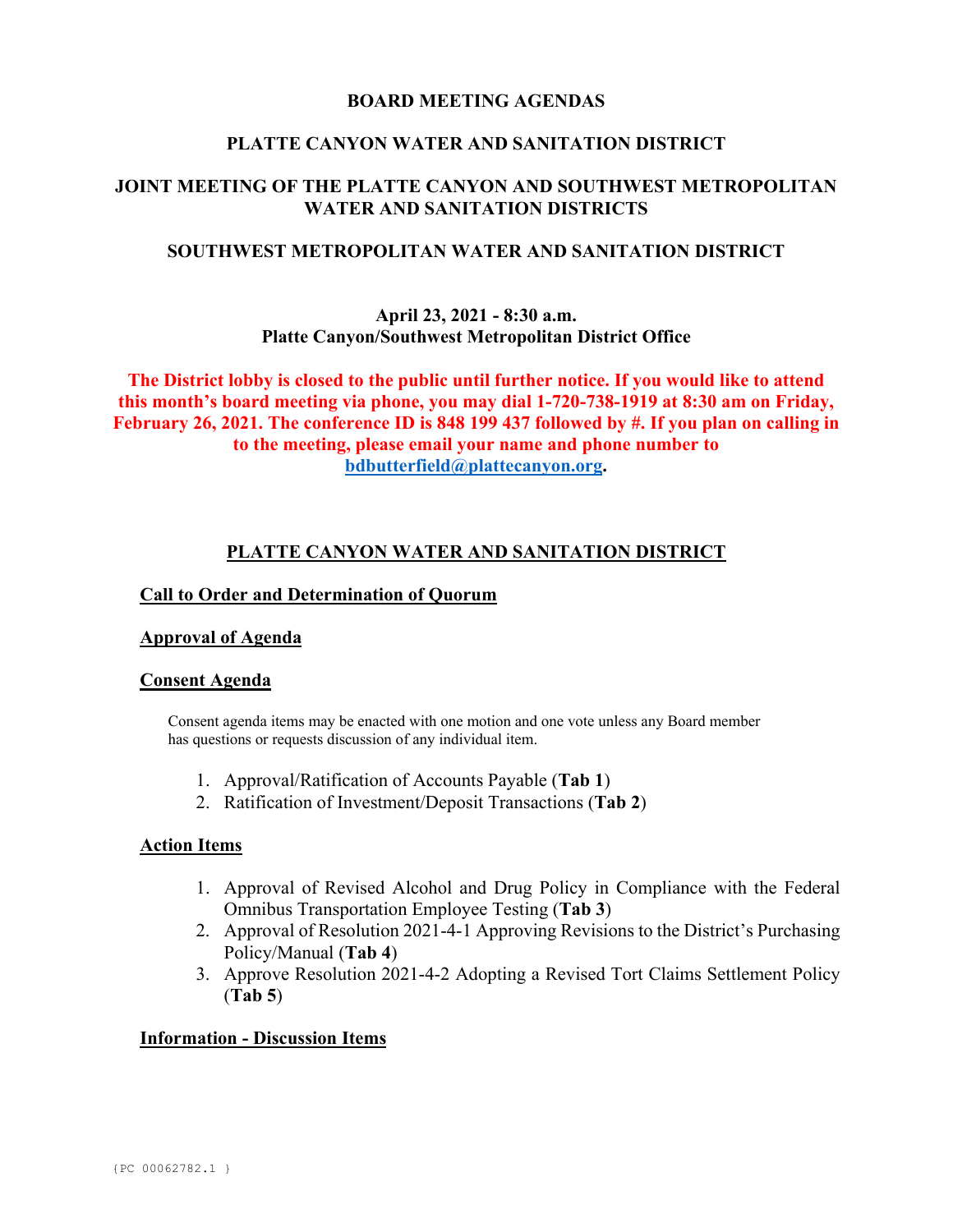# BOARD MEETING AGENDAS

## PLATTE CANYON WATER AND SANITATION DISTRICT

## JOINT MEETING OF THE PLATTE CANYON AND SOUTHWEST METROPOLITAN WATER AND SANITATION DISTRICTS

## SOUTHWEST METROPOLITAN WATER AND SANITATION DISTRICT

**April 23, 2021 - 8:30 a.m.**
**Platte Canyon/Southwest Metropolitan District Office**

**The District lobby is closed to the public until further notice. If you would like to attend this month's board meeting via phone, you may dial 1-720-738-1919 at 8:30 am on Friday, February 26, 2021. The conference ID is 848 199 437 followed by #. If you plan on calling in to the meeting, please email your name and phone number to bdbutterfield@plattecanyon.org.**

## PLATTE CANYON WATER AND SANITATION DISTRICT

### Call to Order and Determination of Quorum

### Approval of Agenda

### Consent Agenda

Consent agenda items may be enacted with one motion and one vote unless any Board member has questions or requests discussion of any individual item.

1. Approval/Ratification of Accounts Payable (**Tab 1**)
2. Ratification of Investment/Deposit Transactions (**Tab 2**)

### Action Items

1. Approval of Revised Alcohol and Drug Policy in Compliance with the Federal Omnibus Transportation Employee Testing (**Tab 3**)
2. Approval of Resolution 2021-4-1 Approving Revisions to the District's Purchasing Policy/Manual (**Tab 4**)
3. Approve Resolution 2021-4-2 Adopting a Revised Tort Claims Settlement Policy (**Tab 5**)

### Information - Discussion Items

{PC 00062782.1 }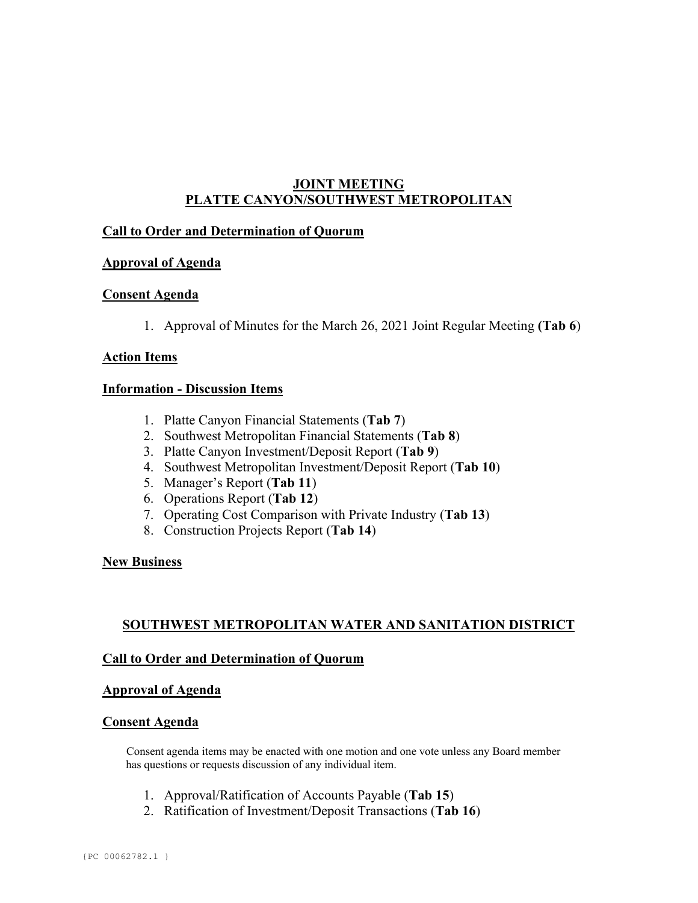## JOINT MEETING
## PLATTE CANYON/SOUTHWEST METROPOLITAN

**Call to Order and Determination of Quorum**

**Approval of Agenda**

**Consent Agenda**

1. Approval of Minutes for the March 26, 2021 Joint Regular Meeting **(Tab 6)**

**Action Items**

**Information - Discussion Items**

1. Platte Canyon Financial Statements (**Tab 7**)
2. Southwest Metropolitan Financial Statements (**Tab 8**)
3. Platte Canyon Investment/Deposit Report (**Tab 9**)
4. Southwest Metropolitan Investment/Deposit Report (**Tab 10**)
5. Manager's Report (**Tab 11**)
6. Operations Report (**Tab 12**)
7. Operating Cost Comparison with Private Industry (**Tab 13**)
8. Construction Projects Report (**Tab 14**)

**New Business**

## SOUTHWEST METROPOLITAN WATER AND SANITATION DISTRICT

**Call to Order and Determination of Quorum**

**Approval of Agenda**

**Consent Agenda**

Consent agenda items may be enacted with one motion and one vote unless any Board member has questions or requests discussion of any individual item.

1. Approval/Ratification of Accounts Payable (**Tab 15**)
2. Ratification of Investment/Deposit Transactions (**Tab 16**)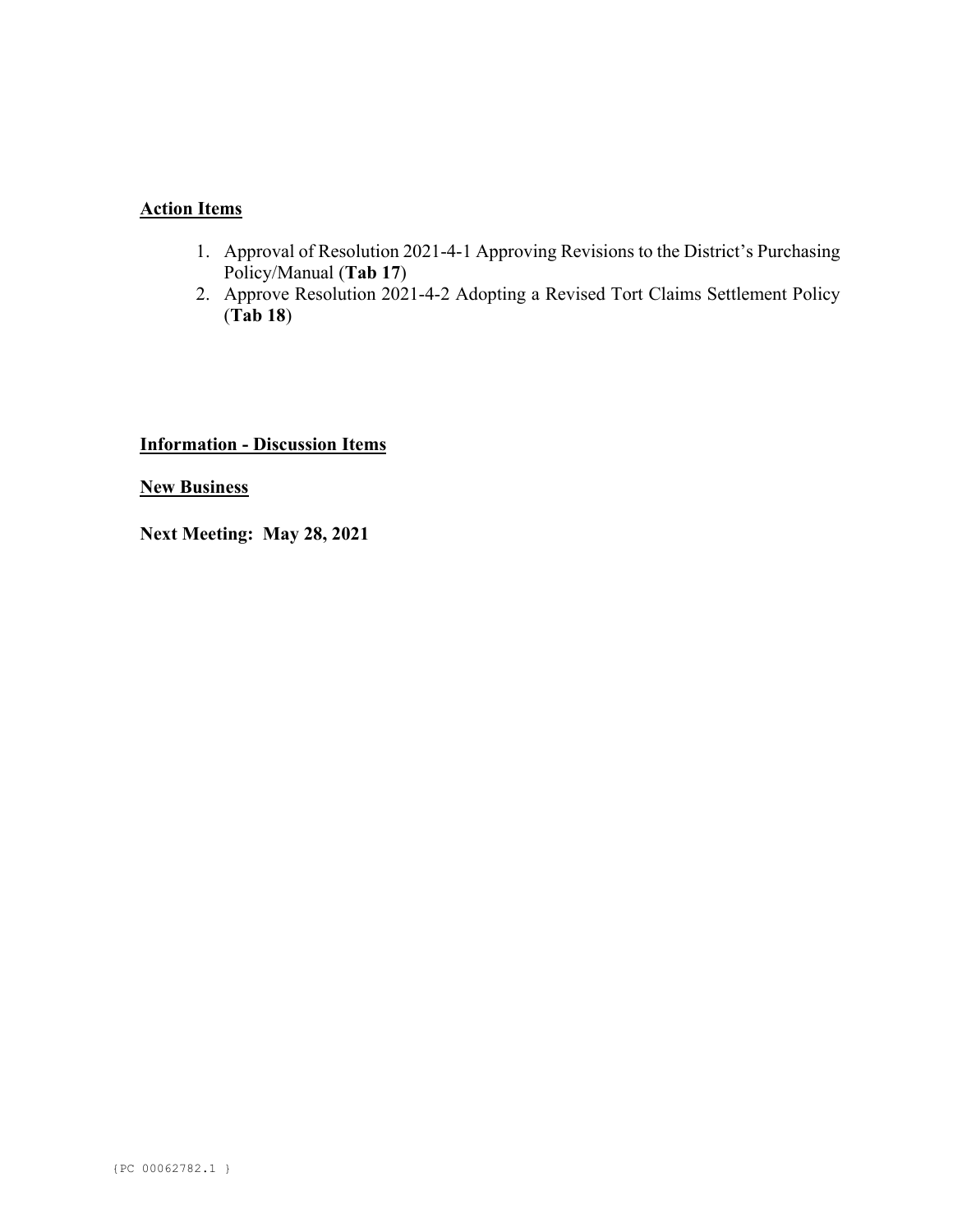**Action Items**

1. Approval of Resolution 2021-4-1 Approving Revisions to the District's Purchasing Policy/Manual (**Tab 17**)
2. Approve Resolution 2021-4-2 Adopting a Revised Tort Claims Settlement Policy (**Tab 18**)

**Information - Discussion Items**

**New Business**

**Next Meeting: May 28, 2021**

{PC 00062782.1 }